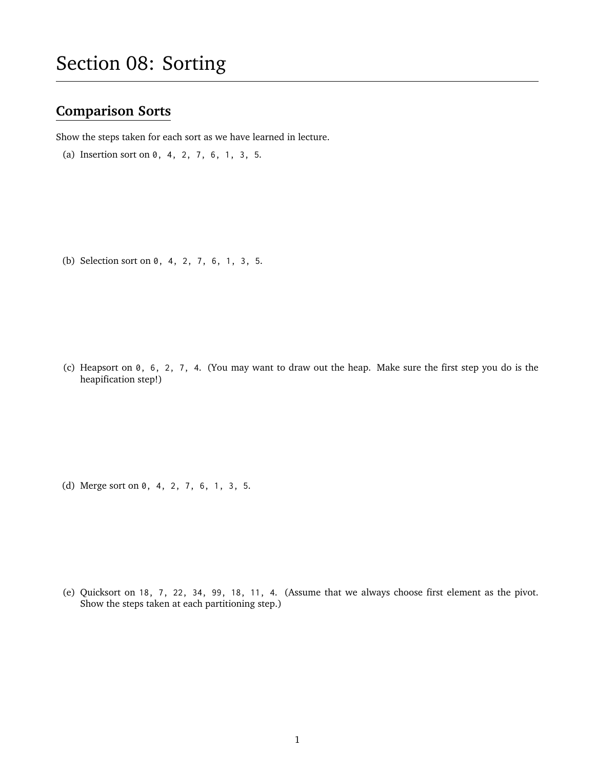# Section 08: Sorting

## Comparison Sorts

Show the steps taken for each sort as we have learned in lecture.

(a) Insertion sort on `0, 4, 2, 7, 6, 1, 3, 5`.

(b) Selection sort on `0, 4, 2, 7, 6, 1, 3, 5`.

(c) Heapsort on `0, 6, 2, 7, 4`. (You may want to draw out the heap. Make sure the first step you do is the heapification step!)

(d) Merge sort on `0, 4, 2, 7, 6, 1, 3, 5`.

(e) Quicksort on `18, 7, 22, 34, 99, 18, 11, 4`. (Assume that we always choose first element as the pivot. Show the steps taken at each partitioning step.)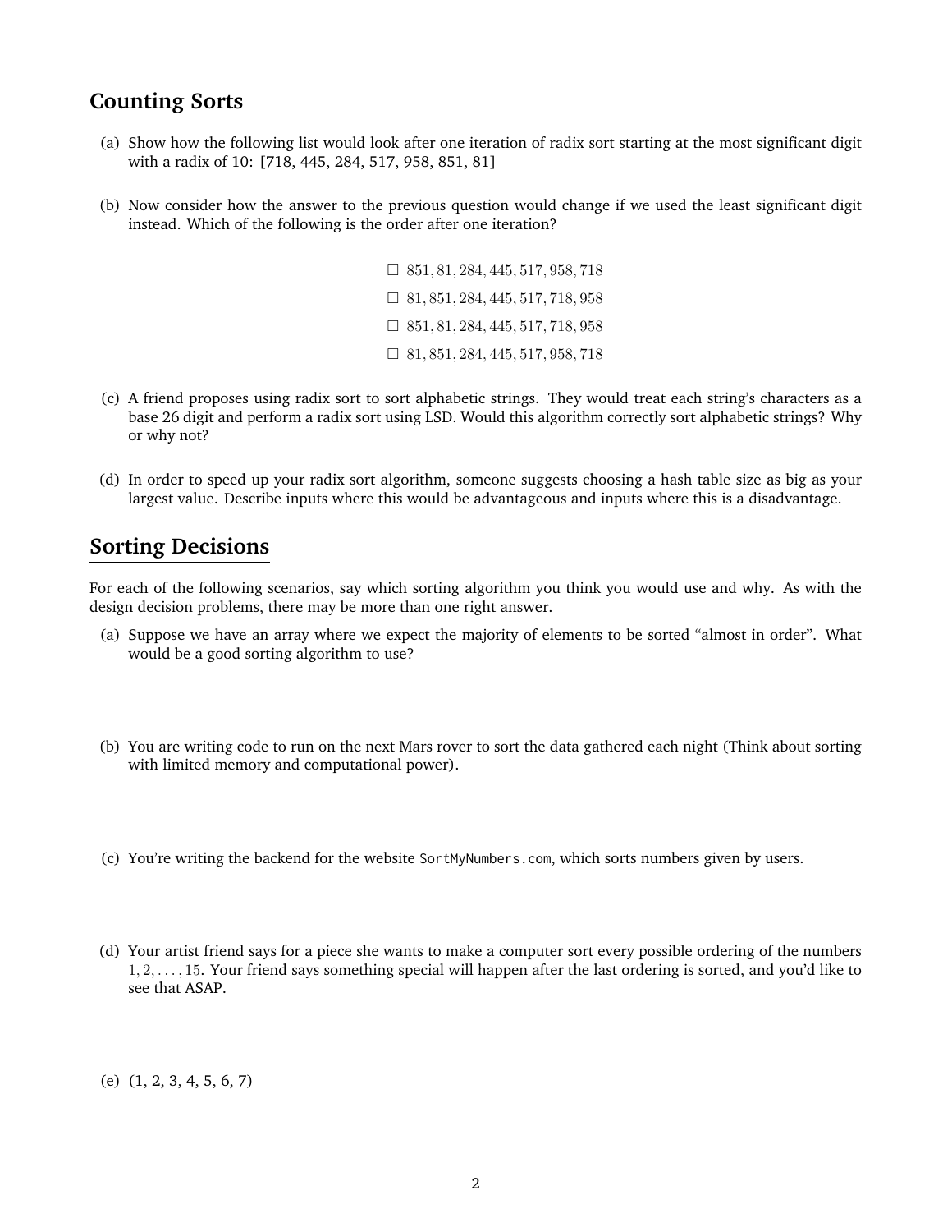## Counting Sorts

(a) Show how the following list would look after one iteration of radix sort starting at the most significant digit with a radix of 10: [718, 445, 284, 517, 958, 851, 81]

(b) Now consider how the answer to the previous question would change if we used the least significant digit instead. Which of the following is the order after one iteration?

- ☐ $851, 81, 284, 445, 517, 958, 718$
- ☐ $81, 851, 284, 445, 517, 718, 958$
- ☐ $851, 81, 284, 445, 517, 718, 958$
- ☐ $81, 851, 284, 445, 517, 958, 718$

(c) A friend proposes using radix sort to sort alphabetic strings. They would treat each string's characters as a base 26 digit and perform a radix sort using LSD. Would this algorithm correctly sort alphabetic strings? Why or why not?

(d) In order to speed up your radix sort algorithm, someone suggests choosing a hash table size as big as your largest value. Describe inputs where this would be advantageous and inputs where this is a disadvantage.

## Sorting Decisions

For each of the following scenarios, say which sorting algorithm you think you would use and why. As with the design decision problems, there may be more than one right answer.

(a) Suppose we have an array where we expect the majority of elements to be sorted "almost in order". What would be a good sorting algorithm to use?

(b) You are writing code to run on the next Mars rover to sort the data gathered each night (Think about sorting with limited memory and computational power).

(c) You're writing the backend for the website `SortMyNumbers.com`, which sorts numbers given by users.

(d) Your artist friend says for a piece she wants to make a computer sort every possible ordering of the numbers $1, 2, \ldots, 15$. Your friend says something special will happen after the last ordering is sorted, and you'd like to see that ASAP.

(e) (1, 2, 3, 4, 5, 6, 7)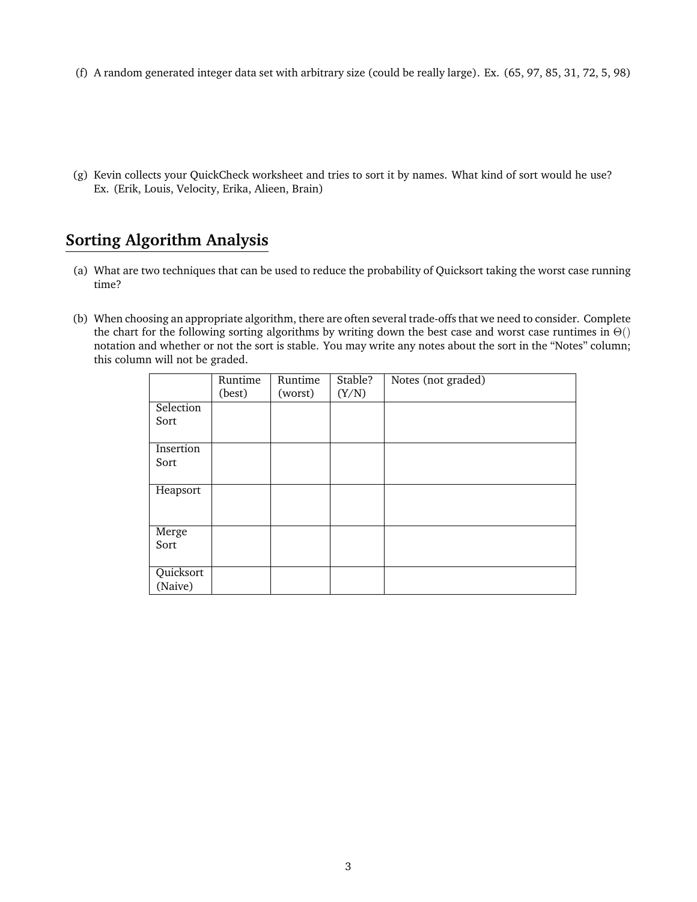(f) A random generated integer data set with arbitrary size (could be really large). Ex. (65, 97, 85, 31, 72, 5, 98)

(g) Kevin collects your QuickCheck worksheet and tries to sort it by names. What kind of sort would he use? Ex. (Erik, Louis, Velocity, Erika, Alieen, Brain)

## Sorting Algorithm Analysis

(a) What are two techniques that can be used to reduce the probability of Quicksort taking the worst case running time?

(b) When choosing an appropriate algorithm, there are often several trade-offs that we need to consider. Complete the chart for the following sorting algorithms by writing down the best case and worst case runtimes in $\Theta()$ notation and whether or not the sort is stable. You may write any notes about the sort in the "Notes" column; this column will not be graded.

| | Runtime (best) | Runtime (worst) | Stable? (Y/N) | Notes (not graded) |
|---|---|---|---|---|
| Selection Sort | | | | |
| Insertion Sort | | | | |
| Heapsort | | | | |
| Merge Sort | | | | |
| Quicksort (Naive) | | | | |